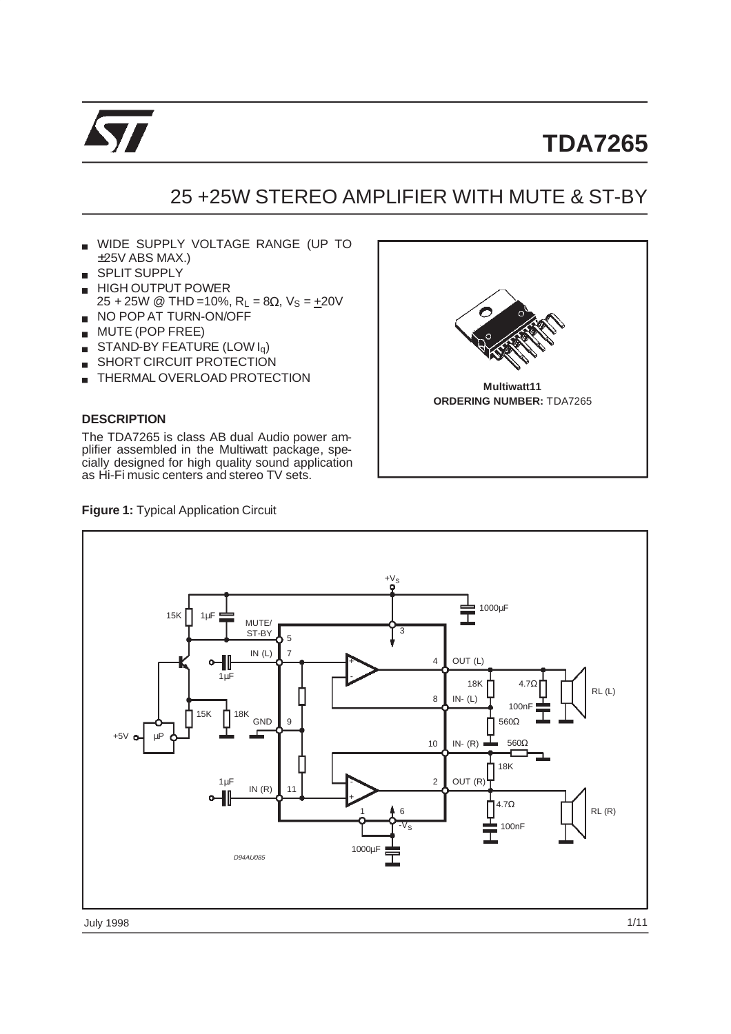# TDA7265

## 25 +25W STEREO AMPLIFIER WITH MUTE & ST-BY

- WIDE SUPPLY VOLTAGE RANGE (UP TO ±25V ABS MAX.)
- SPLIT SUPPLY
- HIGH OUTPUT POWER 25 + 25W @ THD =10%, $R_L$ = 8Ω, $V_S$ = ±20V
- NO POP AT TURN-ON/OFF
- MUTE (POP FREE)
- STAND-BY FEATURE (LOW $I_q$)
- SHORT CIRCUIT PROTECTION
- THERMAL OVERLOAD PROTECTION

Multiwatt11

**ORDERING NUMBER:** TDA7265

### DESCRIPTION

The TDA7265 is class AB dual Audio power amplifier assembled in the Multiwatt package, specially designed for high quality sound application as Hi-Fi music centers and stereo TV sets.

**Figure 1:** Typical Application Circuit

+VS
1000µF
15K
1µF
MUTE/ ST-BY
5
3
IN (L)
7
4
OUT (L)
1µF
18K
4.7Ω
RL (L)
8
IN- (L)
100nF
15K
18K
GND
9
560Ω
+5V
µP
10
IN- (R)
560Ω
18K
1µF
2
OUT (R)
IN (R)
11
4.7Ω
RL (R)
1
6
-VS
100nF
1000µF
D94AU085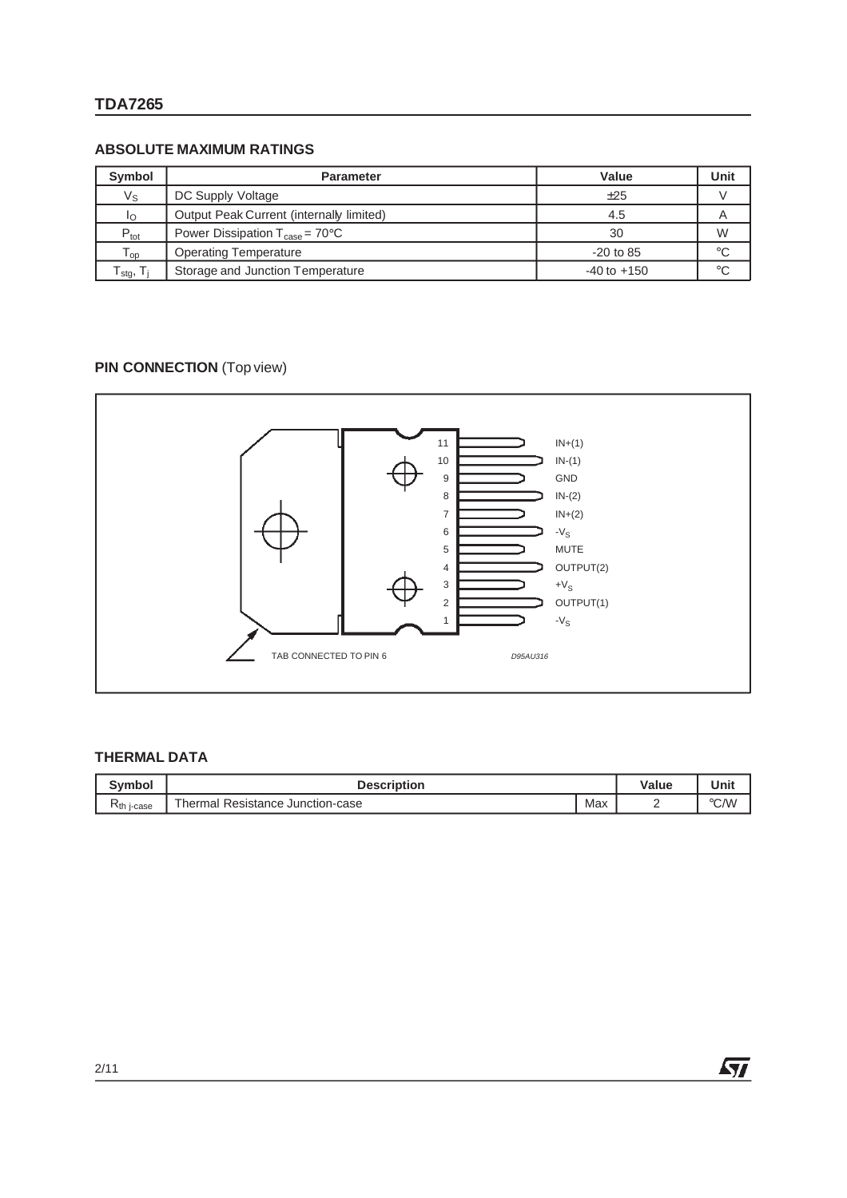## ABSOLUTE MAXIMUM RATINGS

| Symbol | Parameter | Value | Unit |
|---|---|---|---|
| $V_S$ | DC Supply Voltage | ±25 | V |
| $I_O$ | Output Peak Current (internally limited) | 4.5 | A |
| $P_{tot}$ | Power Dissipation $T_{case} = 70°C$ | 30 | W |
| $T_{op}$ | Operating Temperature | -20 to 85 | °C |
| $T_{stg}$, $T_j$ | Storage and Junction Temperature | -40 to +150 | °C |

## PIN CONNECTION (Top view)

11 IN+(1)
10 IN-(1)
9 GND
8 IN-(2)
7 IN+(2)
6 $-V_S$
5 MUTE
4 OUTPUT(2)
3 $+V_S$
2 OUTPUT(1)
1 $-V_S$

TAB CONNECTED TO PIN 6

*D95AU316*

## THERMAL DATA

| Symbol | Description | | Value | Unit |
|---|---|---|---|---|
| $R_{th\ j\text{-}case}$ | Thermal Resistance Junction-case | Max | 2 | °C/W |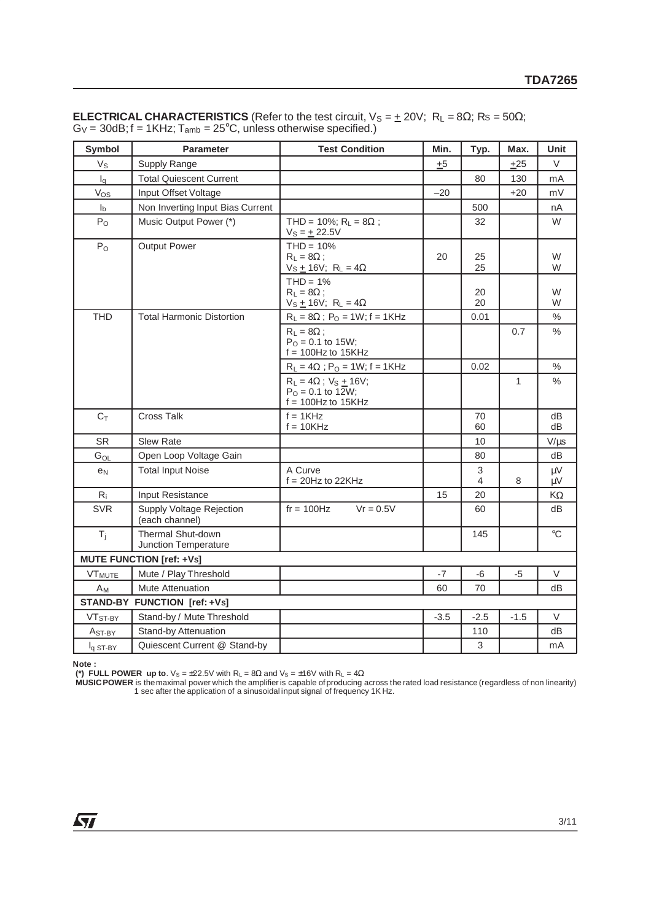**ELECTRICAL CHARACTERISTICS** (Refer to the test circuit, $V_S = \pm 20V$; $R_L = 8\Omega$; $R_S = 50\Omega$; $G_V = 30dB$; f = 1KHz; $T_{amb} = 25°C$, unless otherwise specified.)

| Symbol | Parameter | Test Condition | Min. | Typ. | Max. | Unit |
|---|---|---|---|---|---|---|
| $V_S$ | Supply Range | | $\pm 5$ | | $\pm 25$ | V |
| $I_q$ | Total Quiescent Current | | | 80 | 130 | mA |
| $V_{OS}$ | Input Offset Voltage | | –20 | | +20 | mV |
| $I_b$ | Non Inverting Input Bias Current | | | 500 | | nA |
| $P_O$ | Music Output Power (*) | THD = 10%; $R_L = 8\Omega$ ; $V_S = \pm 22.5V$ | | 32 | | W |
| $P_O$ | Output Power | THD = 10% $R_L = 8\Omega$ ; $V_S \pm 16V$; $R_L = 4\Omega$ | 20 | 25 25 | | W W |
| | | THD = 1% $R_L = 8\Omega$ ; $V_S \pm 16V$; $R_L = 4\Omega$ | | 20 20 | | W W |
| THD | Total Harmonic Distortion | $R_L = 8\Omega$ ; $P_O$ = 1W; f = 1KHz | | 0.01 | | % |
| | | $R_L = 8\Omega$ ; $P_O$ = 0.1 to 15W; f = 100Hz to 15KHz | | | 0.7 | % |
| | | $R_L = 4\Omega$ ; $P_O$ = 1W; f = 1KHz | | 0.02 | | % |
| | | $R_L = 4\Omega$ ; $V_S \pm 16V$; $P_O$ = 0.1 to 12W; f = 100Hz to 15KHz | | | 1 | % |
| $C_T$ | Cross Talk | f = 1KHz f = 10KHz | | 70 60 | | dB dB |
| SR | Slew Rate | | | 10 | | V/µs |
| $G_{OL}$ | Open Loop Voltage Gain | | | 80 | | dB |
| $e_N$ | Total Input Noise | A Curve f = 20Hz to 22KHz | | 3 4 | 8 | µV µV |
| $R_i$ | Input Resistance | | 15 | 20 | | KΩ |
| SVR | Supply Voltage Rejection (each channel) | fr = 100Hz Vr = 0.5V | | 60 | | dB |
| $T_j$ | Thermal Shut-down Junction Temperature | | | 145 | | °C |
| **MUTE FUNCTION [ref: +Vs]** | | | | | | |
| $VT_{MUTE}$ | Mute / Play Threshold | | -7 | -6 | -5 | V |
| $A_M$ | Mute Attenuation | | 60 | 70 | | dB |
| **STAND-BY FUNCTION [ref: +Vs]** | | | | | | |
| $VT_{ST-BY}$ | Stand-by / Mute Threshold | | -3.5 | -2.5 | -1.5 | V |
| $A_{ST-BY}$ | Stand-by Attenuation | | | 110 | | dB |
| $I_{q\ ST-BY}$ | Quiescent Current @ Stand-by | | | 3 | | mA |

**Note :**

**(*) FULL POWER up to**. $V_S = \pm 22.5V$ with $R_L = 8\Omega$ and $V_S = \pm 16V$ with $R_L = 4\Omega$

**MUSIC POWER** is the maximal power which the amplifier is capable of producing across the rated load resistance (regardless of non linearity) 1 sec after the application of a sinusoidal input signal of frequency 1K Hz.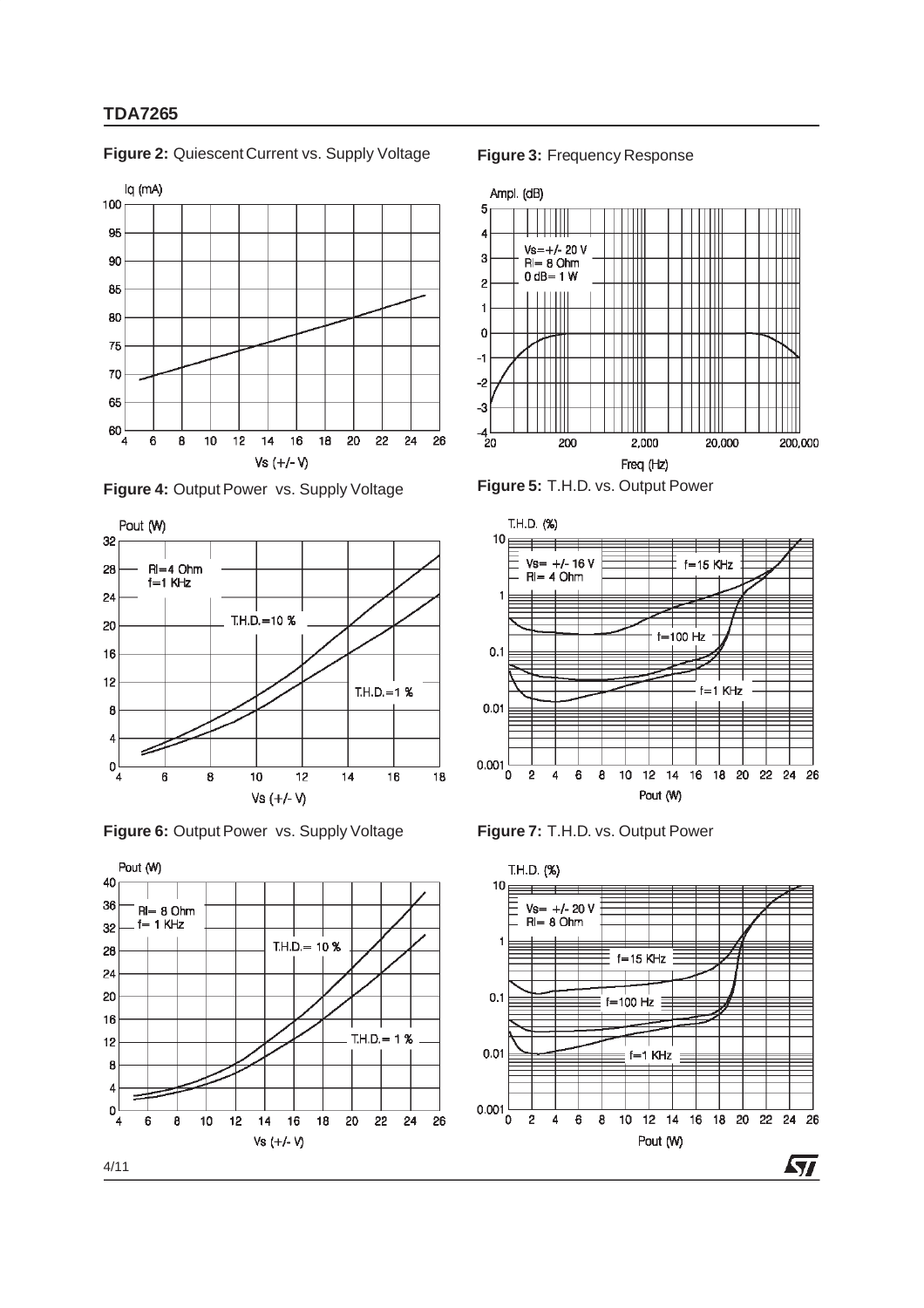**Figure 2:** Quiescent Current vs. Supply Voltage

Iq (mA)
100
95
90
85
80
75
70
65
60
4 6 8 10 12 14 16 18 20 22 24 26
Vs (+/- V)

**Figure 3:** Frequency Response

Ampl. (dB)
5
4
3
2
1
0
-1
-2
-3
-4
20 200 2,000 20,000 200,000
Freq (Hz)
Vs=+/- 20 V
Rl= 8 Ohm
0 dB= 1 W

**Figure 4:** Output Power vs. Supply Voltage

Pout (W)
32
28
24
20
16
12
8
4
0
4 6 8 10 12 14 16 18
Vs (+/- V)
Rl=4 Ohm
f=1 KHz
T.H.D.=10 %
T.H.D.=1 %

**Figure 5:** T.H.D. vs. Output Power

T.H.D. (%)
10
1
0.1
0.01
0.001
0 2 4 6 8 10 12 14 16 18 20 22 24 26
Pout (W)
Vs= +/- 16 V
Rl= 4 Ohm
f=15 KHz
f=100 Hz
f=1 KHz

**Figure 6:** Output Power vs. Supply Voltage

Pout (W)
40
36
32
28
24
20
16
12
8
4
0
4 6 8 10 12 14 16 18 20 22 24 26
Vs (+/- V)
Rl= 8 Ohm
f= 1 KHz
T.H.D.= 10 %
T.H.D.= 1 %

**Figure 7:** T.H.D. vs. Output Power

T.H.D. (%)
10
1
0.1
0.01
0.001
0 2 4 6 8 10 12 14 16 18 20 22 24 26
Pout (W)
Vs= +/- 20 V
Rl= 8 Ohm
f=15 KHz
f=100 Hz
f=1 KHz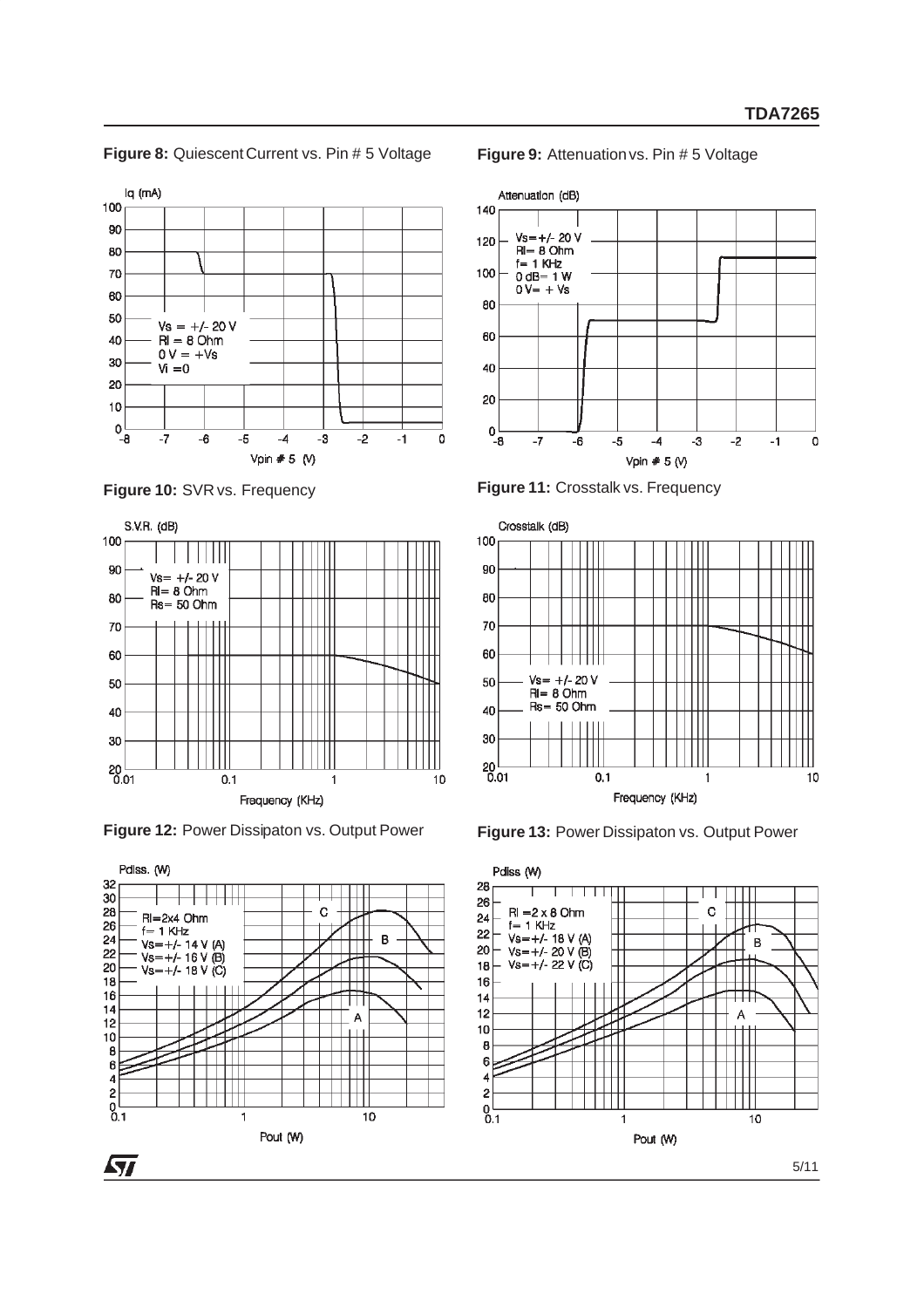**Figure 8:** Quiescent Current vs. Pin # 5 Voltage

Iq (mA)
100
90
80
70
60
50
40
30
20
10
0
-8 -7 -6 -5 -4 -3 -2 -1 0
Vpin # 5 (V)

Vs = +/- 20 V
Rl = 8 Ohm
0 V = +Vs
Vi = 0

**Figure 9:** Attenuation vs. Pin # 5 Voltage

Attenuation (dB)
140
120
100
80
60
40
20
0
-8 -7 -6 -5 -4 -3 -2 -1 0
Vpin # 5 (V)

Vs = +/- 20 V
Rl = 8 Ohm
f = 1 KHz
0 dB = 1 W
0 V = + Vs

**Figure 10:** SVR vs. Frequency

S.V.R. (dB)
100
90
80
70
60
50
40
30
20
0.01 0.1 1 10
Frequency (KHz)

Vs = +/- 20 V
Rl = 8 Ohm
Rs = 50 Ohm

**Figure 11:** Crosstalk vs. Frequency

Crosstalk (dB)
100
90
80
70
60
50
40
30
20
0.01 0.1 1 10
Frequency (KHz)

Vs = +/- 20 V
Rl = 8 Ohm
Rs = 50 Ohm

**Figure 12:** Power Dissipaton vs. Output Power

Pdiss. (W)
32
30
28
26
24
22
20
18
16
14
12
10
8
6
4
2
0
0.1 1 10
Pout (W)

Rl = 2x4 Ohm
f = 1 KHz
Vs = +/- 14 V (A)
Vs = +/- 16 V (B)
Vs = +/- 18 V (C)

A
B
C

**Figure 13:** Power Dissipaton vs. Output Power

Pdiss (W)
28
26
24
22
20
18
16
14
12
10
8
6
4
2
0
0.1 1 10
Pout (W)

Rl = 2 x 8 Ohm
f = 1 KHz
Vs = +/- 18 V (A)
Vs = +/- 20 V (B)
Vs = +/- 22 V (C)

A
B
C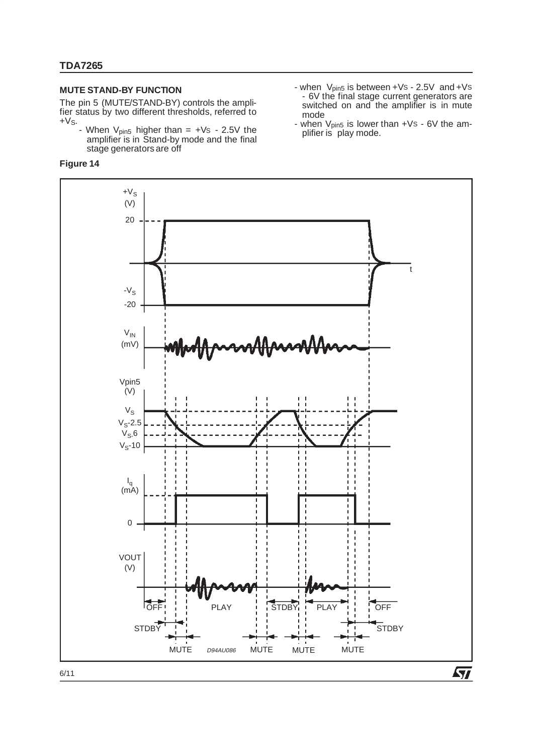## MUTE STAND-BY FUNCTION

The pin 5 (MUTE/STAND-BY) controls the amplifier status by two different thresholds, referred to $+V_S$.

- When $V_{pin5}$ higher than = $+V_S$ - 2.5V the amplifier is in Stand-by mode and the final stage generators are off
- when $V_{pin5}$ is between $+V_S$ - 2.5V and $+V_S$ - 6V the final stage current generators are switched on and the amplifier is in mute mode
- when $V_{pin5}$ is lower than $+V_S$ - 6V the amplifier is play mode.

**Figure 14**

$+V_S$ (V)
20
t
$-V_S$
-20
$V_{IN}$ (mV)
Vpin5 (V)
$V_S$
$V_S$-2.5
$V_S$-6
$V_S$-10
$I_q$ (mA)
0
VOUT (V)
OFF
PLAY
STDBY
PLAY
OFF
STDBY
STDBY
MUTE
D94AU086
MUTE
MUTE
MUTE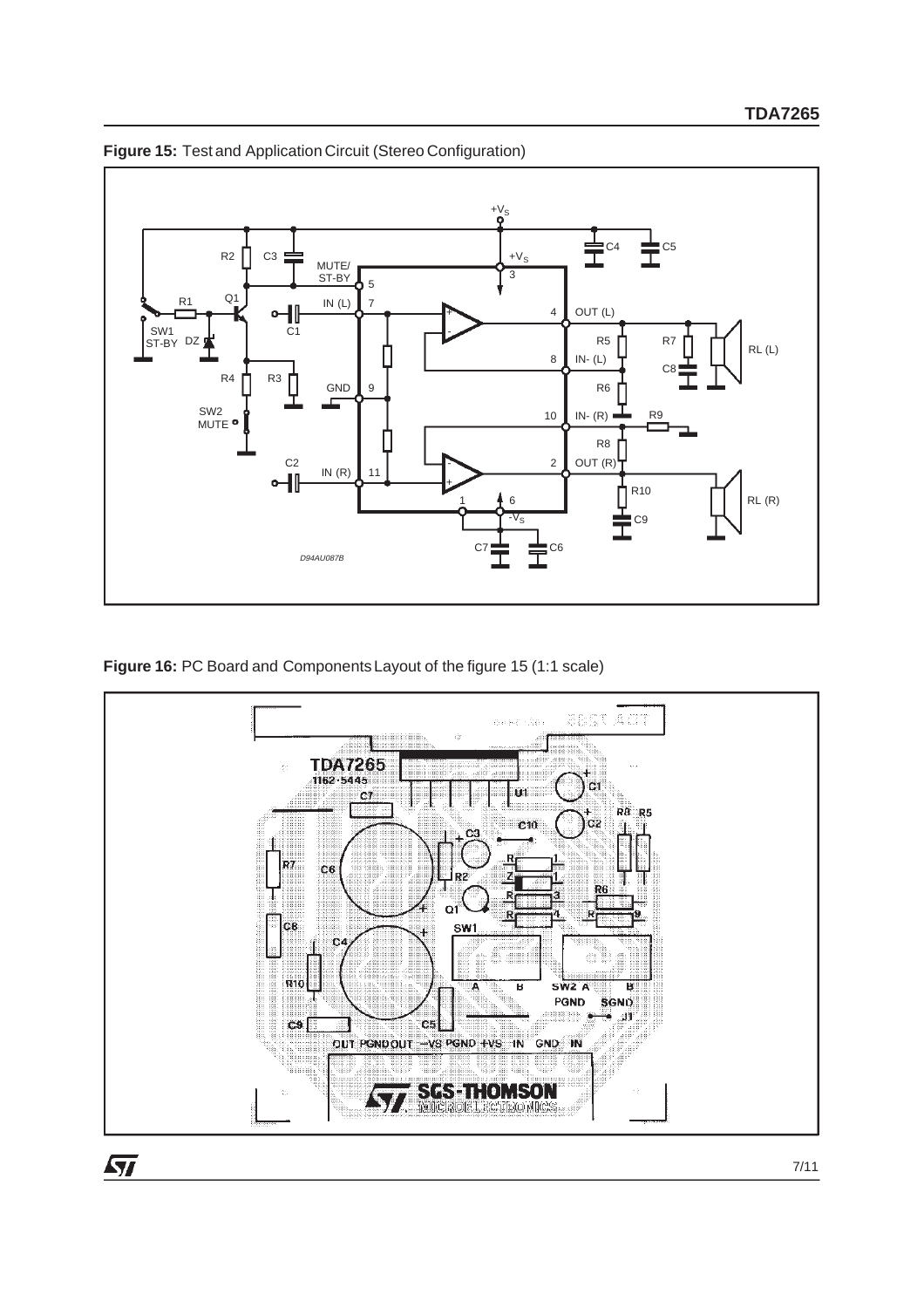**Figure 15:** Test and Application Circuit (Stereo Configuration)

**Figure 16:** PC Board and Components Layout of the figure 15 (1:1 scale)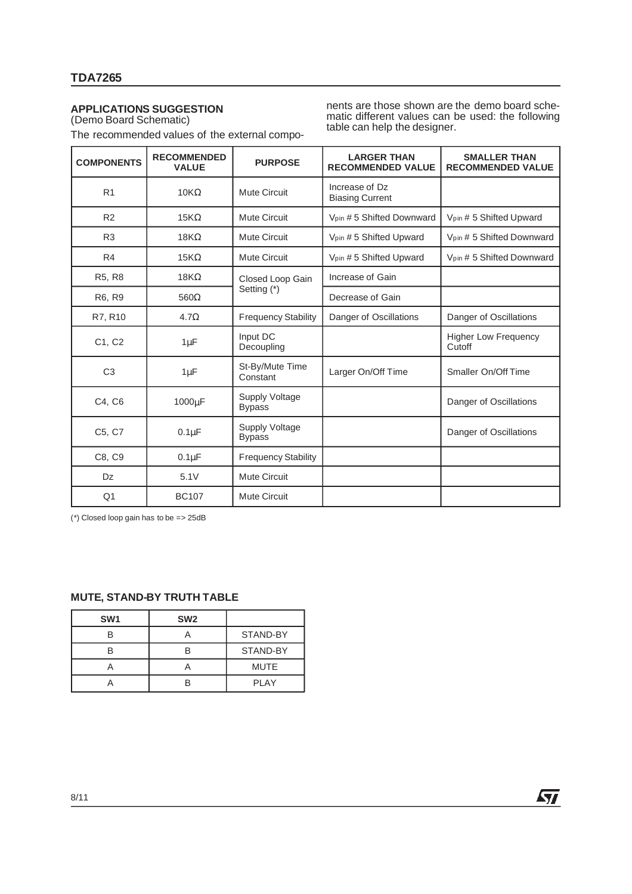## APPLICATIONS SUGGESTION

(Demo Board Schematic)

The recommended values of the external components are those shown are the demo board schematic different values can be used: the following table can help the designer.

| COMPONENTS | RECOMMENDED VALUE | PURPOSE | LARGER THAN RECOMMENDED VALUE | SMALLER THAN RECOMMENDED VALUE |
|---|---|---|---|---|
| R1 | 10KΩ | Mute Circuit | Increase of Dz Biasing Current | |
| R2 | 15KΩ | Mute Circuit | $V_{pin}$ # 5 Shifted Downward | $V_{pin}$ # 5 Shifted Upward |
| R3 | 18KΩ | Mute Circuit | $V_{pin}$ # 5 Shifted Upward | $V_{pin}$ # 5 Shifted Downward |
| R4 | 15KΩ | Mute Circuit | $V_{pin}$ # 5 Shifted Upward | $V_{pin}$ # 5 Shifted Downward |
| R5, R8 | 18KΩ | Closed Loop Gain Setting (*) | Increase of Gain | |
| R6, R9 | 560Ω | | Decrease of Gain | |
| R7, R10 | 4.7Ω | Frequency Stability | Danger of Oscillations | Danger of Oscillations |
| C1, C2 | 1μF | Input DC Decoupling | | Higher Low Frequency Cutoff |
| C3 | 1μF | St-By/Mute Time Constant | Larger On/Off Time | Smaller On/Off Time |
| C4, C6 | 1000μF | Supply Voltage Bypass | | Danger of Oscillations |
| C5, C7 | 0.1μF | Supply Voltage Bypass | | Danger of Oscillations |
| C8, C9 | 0.1μF | Frequency Stability | | |
| Dz | 5.1V | Mute Circuit | | |
| Q1 | BC107 | Mute Circuit | | |

(*) Closed loop gain has to be => 25dB

### MUTE, STAND-BY TRUTH TABLE

| SW1 | SW2 | |
|---|---|---|
| B | A | STAND-BY |
| B | B | STAND-BY |
| A | A | MUTE |
| A | B | PLAY |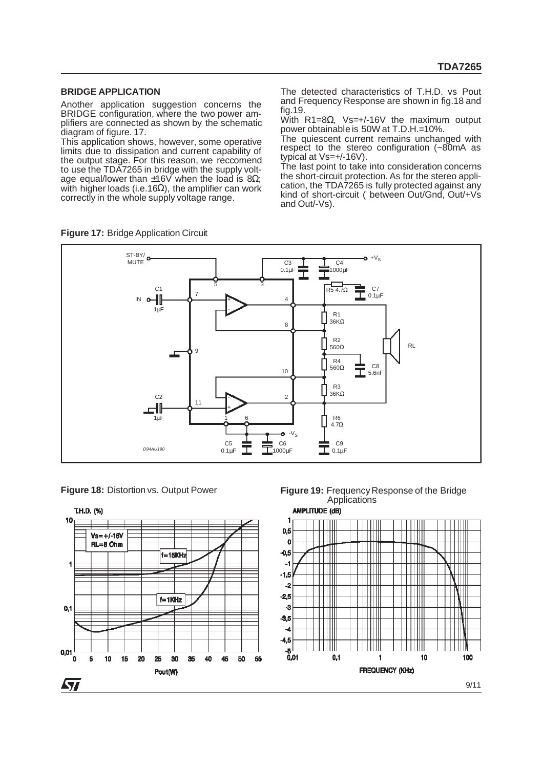## BRIDGE APPLICATION

Another application suggestion concerns the BRIDGE configuration, where the two power amplifiers are connected as shown by the schematic diagram of figure. 17.

This application shows, however, some operative limits due to dissipation and current capability of the output stage. For this reason, we reccomend to use the TDA7265 in bridge with the supply voltage equal/lower than ±16V when the load is 8Ω; with higher loads (i.e.16Ω), the amplifier can work correctly in the whole supply voltage range.

The detected characteristics of T.H.D. vs Pout and Frequency Response are shown in fig.18 and fig.19.

With R1=8Ω, Vs=+/-16V the maximum output power obtainable is 50W at T.D.H.=10%.

The quiescent current remains unchanged with respect to the stereo configuration (~80mA as typical at Vs=+/-16V).

The last point to take into consideration concerns the short-circuit protection. As for the stereo application, the TDA7265 is fully protected against any kind of short-circuit ( between Out/Gnd, Out/+Vs and Out/-Vs).

**Figure 17:** Bridge Application Circuit

ST-BY/ MUTE
IN
C1 1µF
C2 1µF
C3 0.1µF
C4 1000µF
+$V_S$
R5 4.7Ω
C7 0.1µF
R1 36KΩ
R2 560Ω
R4 560Ω
C8 5.6nF
R3 36KΩ
R6 4.7Ω
RL
C5 0.1µF
C6 1000µF
C9 0.1µF
-$V_S$
D94AU190

**Figure 18:** Distortion vs. Output Power

T.H.D. (%)
Vs= +/-16V
RL=8 Ohm
f=15KHz
f=1KHz
Pout(W)

**Figure 19:** Frequency Response of the Bridge Applications

AMPLITUDE (dB)
FREQUENCY (KHz)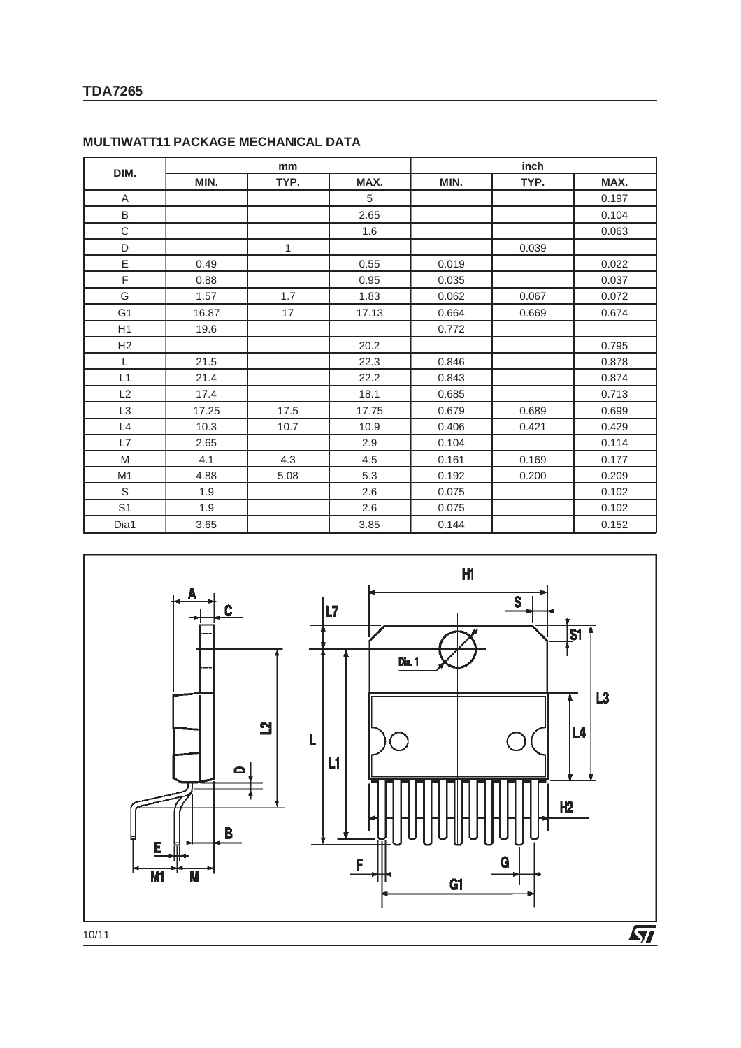## MULTIWATT11 PACKAGE MECHANICAL DATA

| DIM. | mm | | | inch | | |
|---|---|---|---|---|---|---|
| | MIN. | TYP. | MAX. | MIN. | TYP. | MAX. |
| A | | | 5 | | | 0.197 |
| B | | | 2.65 | | | 0.104 |
| C | | | 1.6 | | | 0.063 |
| D | | 1 | | | 0.039 | |
| E | 0.49 | | 0.55 | 0.019 | | 0.022 |
| F | 0.88 | | 0.95 | 0.035 | | 0.037 |
| G | 1.57 | 1.7 | 1.83 | 0.062 | 0.067 | 0.072 |
| G1 | 16.87 | 17 | 17.13 | 0.664 | 0.669 | 0.674 |
| H1 | 19.6 | | | 0.772 | | |
| H2 | | | 20.2 | | | 0.795 |
| L | 21.5 | | 22.3 | 0.846 | | 0.878 |
| L1 | 21.4 | | 22.2 | 0.843 | | 0.874 |
| L2 | 17.4 | | 18.1 | 0.685 | | 0.713 |
| L3 | 17.25 | 17.5 | 17.75 | 0.679 | 0.689 | 0.699 |
| L4 | 10.3 | 10.7 | 10.9 | 0.406 | 0.421 | 0.429 |
| L7 | 2.65 | | 2.9 | 0.104 | | 0.114 |
| M | 4.1 | 4.3 | 4.5 | 0.161 | 0.169 | 0.177 |
| M1 | 4.88 | 5.08 | 5.3 | 0.192 | 0.200 | 0.209 |
| S | 1.9 | | 2.6 | 0.075 | | 0.102 |
| S1 | 1.9 | | 2.6 | 0.075 | | 0.102 |
| Dia1 | 3.65 | | 3.85 | 0.144 | | 0.152 |

A C L2 D B E M1 M H1 S S1 L7 Dia. 1 L L1 L3 L4 H2 F G G1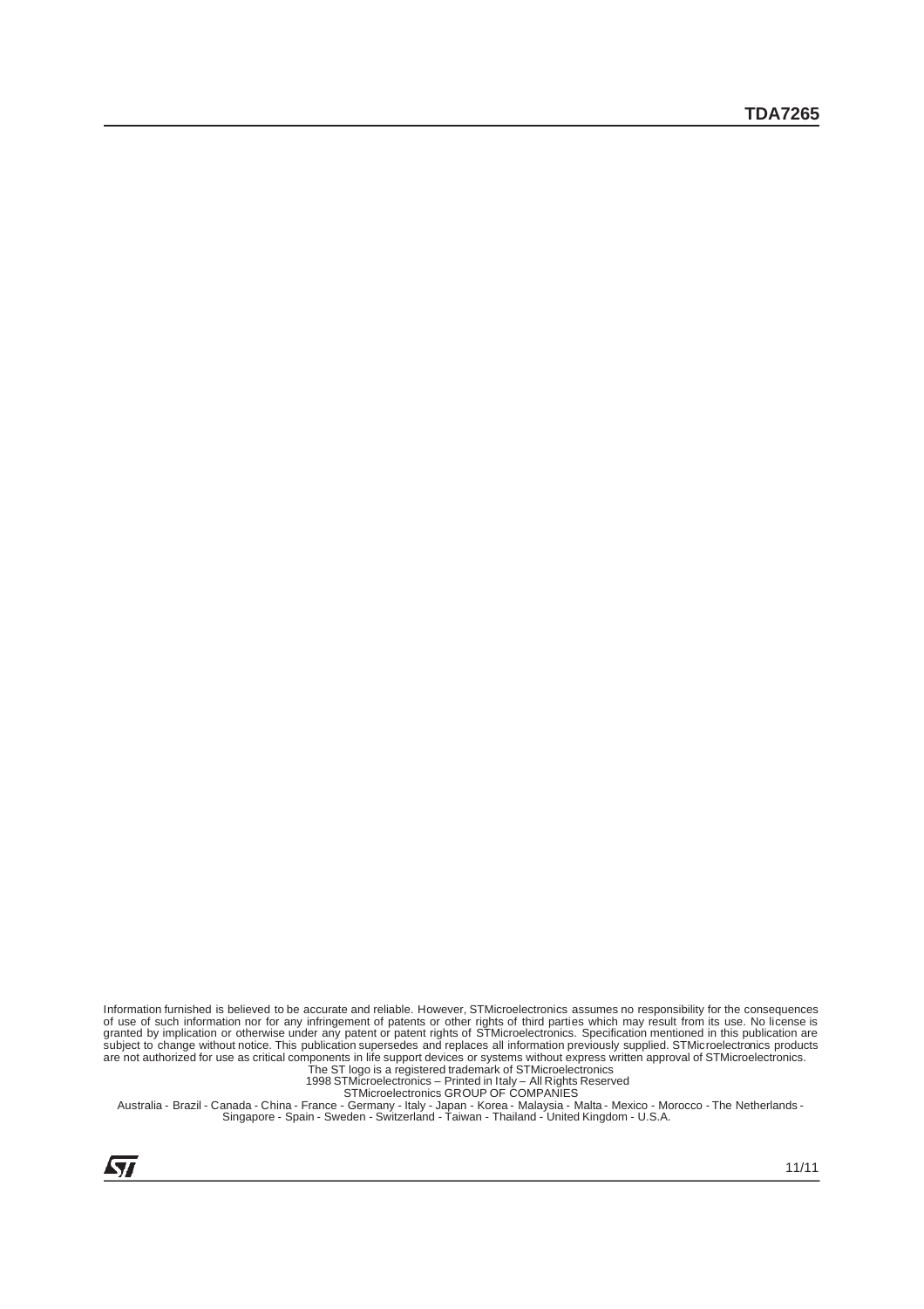Information furnished is believed to be accurate and reliable. However, STMicroelectronics assumes no responsibility for the consequences of use of such information nor for any infringement of patents or other rights of third parties which may result from its use. No license is granted by implication or otherwise under any patent or patent rights of STMicroelectronics. Specification mentioned in this publication are subject to change without notice. This publication supersedes and replaces all information previously supplied. STMicroelectronics products are not authorized for use as critical components in life support devices or systems without express written approval of STMicroelectronics.

The ST logo is a registered trademark of STMicroelectronics

1998 STMicroelectronics – Printed in Italy – All Rights Reserved

STMicroelectronics GROUP OF COMPANIES

Australia - Brazil - Canada - China - France - Germany - Italy - Japan - Korea - Malaysia - Malta - Mexico - Morocco - The Netherlands - Singapore - Spain - Sweden - Switzerland - Taiwan - Thailand - United Kingdom - U.S.A.